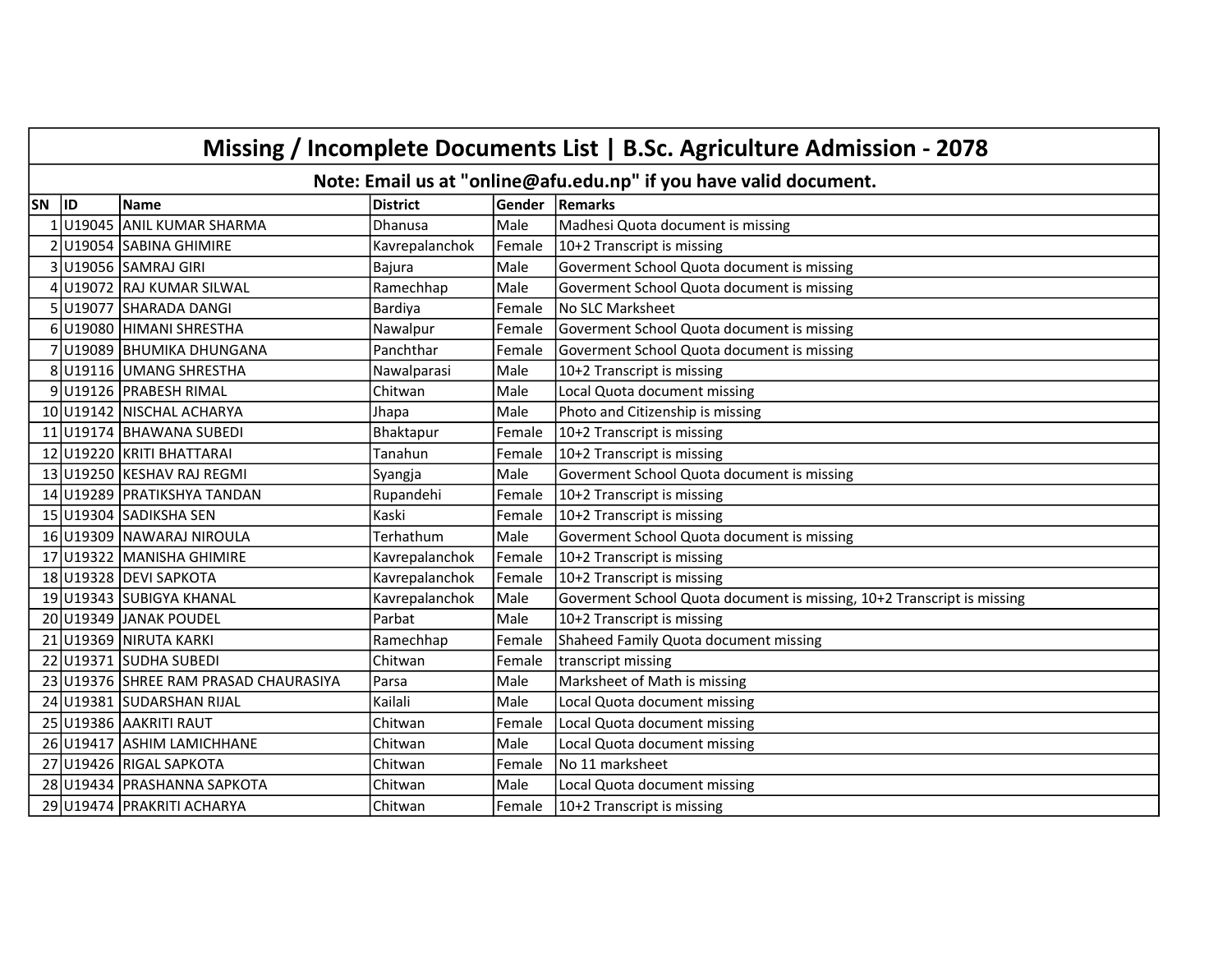# Missing / Incomplete Documents List | B.Sc. Agriculture Admission - 2078

**Note: Email us at "online@afu.edu.np" if you have valid document.**

| SN | ID | Name | District | Gender | Remarks |
|---|---|---|---|---|---|
| 1 | U19045 | ANIL KUMAR SHARMA | Dhanusa | Male | Madhesi Quota document is missing |
| 2 | U19054 | SABINA GHIMIRE | Kavrepalanchok | Female | 10+2 Transcript is missing |
| 3 | U19056 | SAMRAJ GIRI | Bajura | Male | Goverment School Quota document is missing |
| 4 | U19072 | RAJ KUMAR SILWAL | Ramechhap | Male | Goverment School Quota document is missing |
| 5 | U19077 | SHARADA DANGI | Bardiya | Female | No SLC Marksheet |
| 6 | U19080 | HIMANI SHRESTHA | Nawalpur | Female | Goverment School Quota document is missing |
| 7 | U19089 | BHUMIKA DHUNGANA | Panchthar | Female | Goverment School Quota document is missing |
| 8 | U19116 | UMANG SHRESTHA | Nawalparasi | Male | 10+2 Transcript is missing |
| 9 | U19126 | PRABESH RIMAL | Chitwan | Male | Local Quota document missing |
| 10 | U19142 | NISCHAL ACHARYA | Jhapa | Male | Photo and Citizenship is missing |
| 11 | U19174 | BHAWANA SUBEDI | Bhaktapur | Female | 10+2 Transcript is missing |
| 12 | U19220 | KRITI BHATTARAI | Tanahun | Female | 10+2 Transcript is missing |
| 13 | U19250 | KESHAV RAJ REGMI | Syangja | Male | Goverment School Quota document is missing |
| 14 | U19289 | PRATIKSHYA TANDAN | Rupandehi | Female | 10+2 Transcript is missing |
| 15 | U19304 | SADIKSHA SEN | Kaski | Female | 10+2 Transcript is missing |
| 16 | U19309 | NAWARAJ NIROULA | Terhathum | Male | Goverment School Quota document is missing |
| 17 | U19322 | MANISHA GHIMIRE | Kavrepalanchok | Female | 10+2 Transcript is missing |
| 18 | U19328 | DEVI SAPKOTA | Kavrepalanchok | Female | 10+2 Transcript is missing |
| 19 | U19343 | SUBIGYA KHANAL | Kavrepalanchok | Male | Goverment School Quota document is missing, 10+2 Transcript is missing |
| 20 | U19349 | JANAK POUDEL | Parbat | Male | 10+2 Transcript is missing |
| 21 | U19369 | NIRUTA KARKI | Ramechhap | Female | Shaheed Family Quota document missing |
| 22 | U19371 | SUDHA SUBEDI | Chitwan | Female | transcript missing |
| 23 | U19376 | SHREE RAM PRASAD CHAURASIYA | Parsa | Male | Marksheet of Math is missing |
| 24 | U19381 | SUDARSHAN RIJAL | Kailali | Male | Local Quota document missing |
| 25 | U19386 | AAKRITI RAUT | Chitwan | Female | Local Quota document missing |
| 26 | U19417 | ASHIM LAMICHHANE | Chitwan | Male | Local Quota document missing |
| 27 | U19426 | RIGAL SAPKOTA | Chitwan | Female | No 11 marksheet |
| 28 | U19434 | PRASHANNA SAPKOTA | Chitwan | Male | Local Quota document missing |
| 29 | U19474 | PRAKRITI ACHARYA | Chitwan | Female | 10+2 Transcript is missing |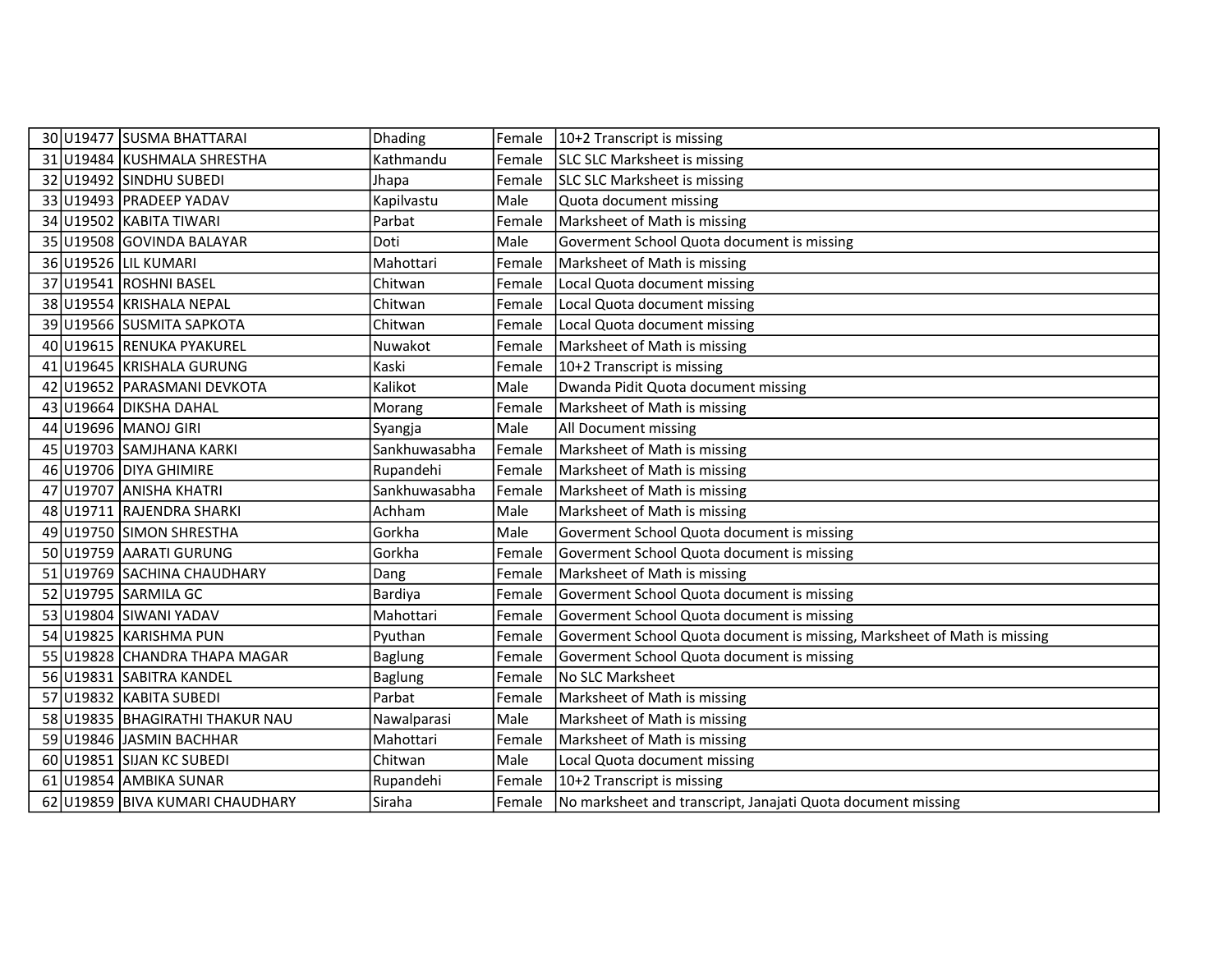| 30 | U19477 | SUSMA BHATTARAI | Dhading | Female | 10+2 Transcript is missing |
|---|---|---|---|---|---|
| 31 | U19484 | KUSHMALA SHRESTHA | Kathmandu | Female | SLC SLC Marksheet is missing |
| 32 | U19492 | SINDHU SUBEDI | Jhapa | Female | SLC SLC Marksheet is missing |
| 33 | U19493 | PRADEEP YADAV | Kapilvastu | Male | Quota document missing |
| 34 | U19502 | KABITA TIWARI | Parbat | Female | Marksheet of Math is missing |
| 35 | U19508 | GOVINDA BALAYAR | Doti | Male | Goverment School Quota document is missing |
| 36 | U19526 | LIL KUMARI | Mahottari | Female | Marksheet of Math is missing |
| 37 | U19541 | ROSHNI BASEL | Chitwan | Female | Local Quota document missing |
| 38 | U19554 | KRISHALA NEPAL | Chitwan | Female | Local Quota document missing |
| 39 | U19566 | SUSMITA SAPKOTA | Chitwan | Female | Local Quota document missing |
| 40 | U19615 | RENUKA PYAKUREL | Nuwakot | Female | Marksheet of Math is missing |
| 41 | U19645 | KRISHALA GURUNG | Kaski | Female | 10+2 Transcript is missing |
| 42 | U19652 | PARASMANI DEVKOTA | Kalikot | Male | Dwanda Pidit Quota document missing |
| 43 | U19664 | DIKSHA DAHAL | Morang | Female | Marksheet of Math is missing |
| 44 | U19696 | MANOJ GIRI | Syangja | Male | All Document missing |
| 45 | U19703 | SAMJHANA KARKI | Sankhuwasabha | Female | Marksheet of Math is missing |
| 46 | U19706 | DIYA GHIMIRE | Rupandehi | Female | Marksheet of Math is missing |
| 47 | U19707 | ANISHA KHATRI | Sankhuwasabha | Female | Marksheet of Math is missing |
| 48 | U19711 | RAJENDRA SHARKI | Achham | Male | Marksheet of Math is missing |
| 49 | U19750 | SIMON SHRESTHA | Gorkha | Male | Goverment School Quota document is missing |
| 50 | U19759 | AARATI GURUNG | Gorkha | Female | Goverment School Quota document is missing |
| 51 | U19769 | SACHINA CHAUDHARY | Dang | Female | Marksheet of Math is missing |
| 52 | U19795 | SARMILA GC | Bardiya | Female | Goverment School Quota document is missing |
| 53 | U19804 | SIWANI YADAV | Mahottari | Female | Goverment School Quota document is missing |
| 54 | U19825 | KARISHMA PUN | Pyuthan | Female | Goverment School Quota document is missing, Marksheet of Math is missing |
| 55 | U19828 | CHANDRA THAPA MAGAR | Baglung | Female | Goverment School Quota document is missing |
| 56 | U19831 | SABITRA KANDEL | Baglung | Female | No SLC Marksheet |
| 57 | U19832 | KABITA SUBEDI | Parbat | Female | Marksheet of Math is missing |
| 58 | U19835 | BHAGIRATHI THAKUR NAU | Nawalparasi | Male | Marksheet of Math is missing |
| 59 | U19846 | JASMIN BACHHAR | Mahottari | Female | Marksheet of Math is missing |
| 60 | U19851 | SIJAN KC SUBEDI | Chitwan | Male | Local Quota document missing |
| 61 | U19854 | AMBIKA SUNAR | Rupandehi | Female | 10+2 Transcript is missing |
| 62 | U19859 | BIVA KUMARI CHAUDHARY | Siraha | Female | No marksheet and transcript, Janajati Quota document missing |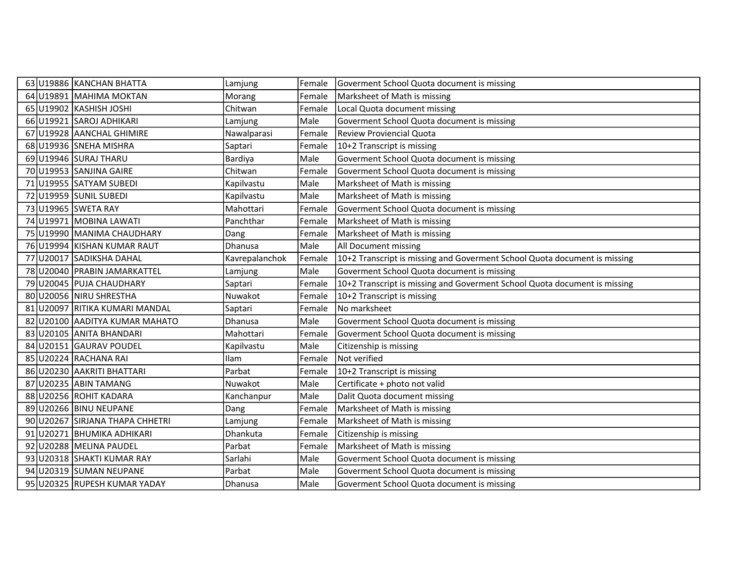| | | | | | |
|---|---|---|---|---|---|
| 63 | U19886 | KANCHAN BHATTA | Lamjung | Female | Goverment School Quota document is missing |
| 64 | U19891 | MAHIMA MOKTAN | Morang | Female | Marksheet of Math is missing |
| 65 | U19902 | KASHISH JOSHI | Chitwan | Female | Local Quota document missing |
| 66 | U19921 | SAROJ ADHIKARI | Lamjung | Male | Goverment School Quota document is missing |
| 67 | U19928 | AANCHAL GHIMIRE | Nawalparasi | Female | Review Proviencial Quota |
| 68 | U19936 | SNEHA MISHRA | Saptari | Female | 10+2 Transcript is missing |
| 69 | U19946 | SURAJ THARU | Bardiya | Male | Goverment School Quota document is missing |
| 70 | U19953 | SANJINA GAIRE | Chitwan | Female | Goverment School Quota document is missing |
| 71 | U19955 | SATYAM SUBEDI | Kapilvastu | Male | Marksheet of Math is missing |
| 72 | U19959 | SUNIL SUBEDI | Kapilvastu | Male | Marksheet of Math is missing |
| 73 | U19965 | SWETA RAY | Mahottari | Female | Goverment School Quota document is missing |
| 74 | U19971 | MOBINA LAWATI | Panchthar | Female | Marksheet of Math is missing |
| 75 | U19990 | MANIMA CHAUDHARY | Dang | Female | Marksheet of Math is missing |
| 76 | U19994 | KISHAN KUMAR RAUT | Dhanusa | Male | All Document missing |
| 77 | U20017 | SADIKSHA DAHAL | Kavrepalanchok | Female | 10+2 Transcript is missing and Goverment School Quota document is missing |
| 78 | U20040 | PRABIN JAMARKATTEL | Lamjung | Male | Goverment School Quota document is missing |
| 79 | U20045 | PUJA CHAUDHARY | Saptari | Female | 10+2 Transcript is missing and Goverment School Quota document is missing |
| 80 | U20056 | NIRU SHRESTHA | Nuwakot | Female | 10+2 Transcript is missing |
| 81 | U20097 | RITIKA KUMARI MANDAL | Saptari | Female | No marksheet |
| 82 | U20100 | AADITYA KUMAR MAHATO | Dhanusa | Male | Goverment School Quota document is missing |
| 83 | U20105 | ANITA BHANDARI | Mahottari | Female | Goverment School Quota document is missing |
| 84 | U20151 | GAURAV POUDEL | Kapilvastu | Male | Citizenship is missing |
| 85 | U20224 | RACHANA RAI | Ilam | Female | Not verified |
| 86 | U20230 | AAKRITI BHATTARI | Parbat | Female | 10+2 Transcript is missing |
| 87 | U20235 | ABIN TAMANG | Nuwakot | Male | Certificate + photo not valid |
| 88 | U20256 | ROHIT KADARA | Kanchanpur | Male | Dalit Quota document missing |
| 89 | U20266 | BINU NEUPANE | Dang | Female | Marksheet of Math is missing |
| 90 | U20267 | SIRJANA THAPA CHHETRI | Lamjung | Female | Marksheet of Math is missing |
| 91 | U20271 | BHUMIKA ADHIKARI | Dhankuta | Female | Citizenship is missing |
| 92 | U20288 | MELINA PAUDEL | Parbat | Female | Marksheet of Math is missing |
| 93 | U20318 | SHAKTI KUMAR RAY | Sarlahi | Male | Goverment School Quota document is missing |
| 94 | U20319 | SUMAN NEUPANE | Parbat | Male | Goverment School Quota document is missing |
| 95 | U20325 | RUPESH KUMAR YADAY | Dhanusa | Male | Goverment School Quota document is missing |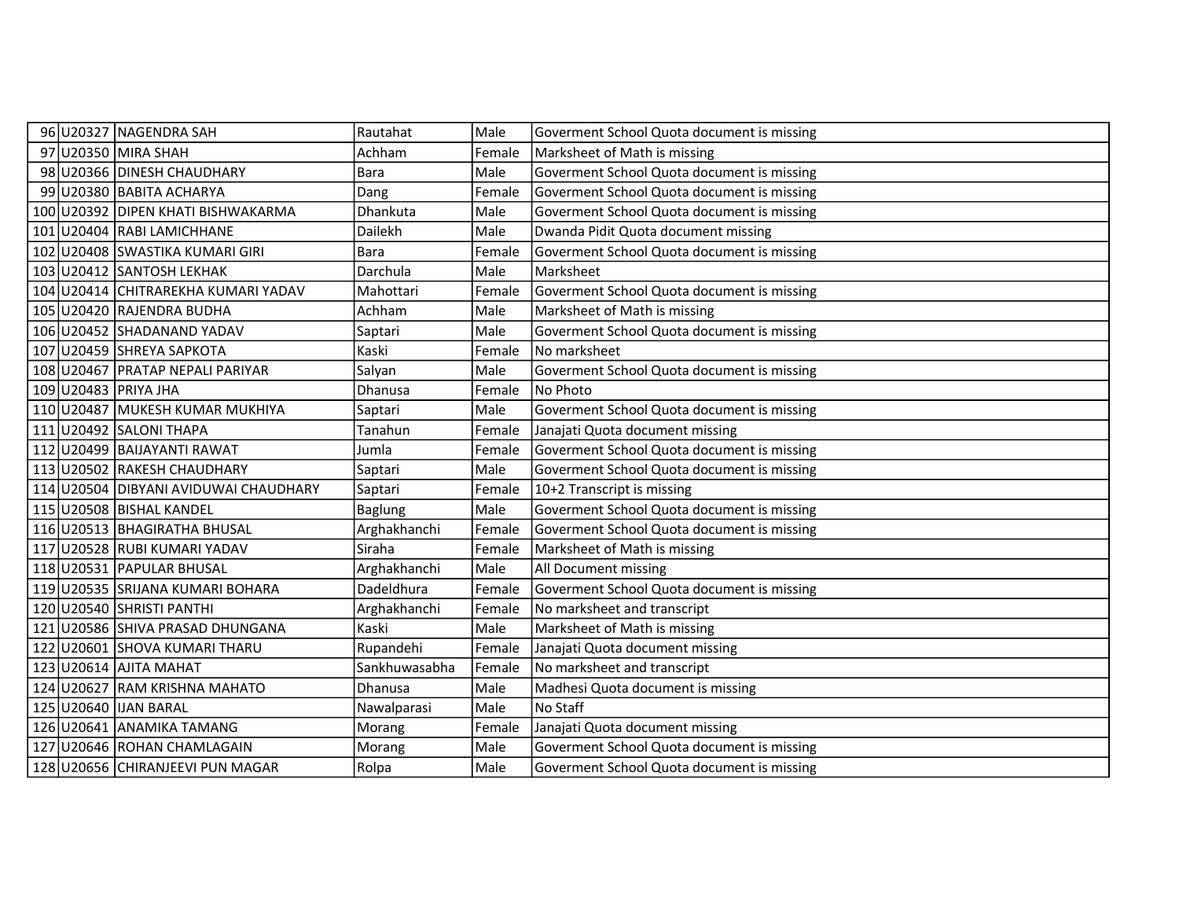| | | | | | |
|---|---|---|---|---|---|
| 96 | U20327 | NAGENDRA SAH | Rautahat | Male | Goverment School Quota document is missing |
| 97 | U20350 | MIRA SHAH | Achham | Female | Marksheet of Math is missing |
| 98 | U20366 | DINESH CHAUDHARY | Bara | Male | Goverment School Quota document is missing |
| 99 | U20380 | BABITA ACHARYA | Dang | Female | Goverment School Quota document is missing |
| 100 | U20392 | DIPEN KHATI BISHWAKARMA | Dhankuta | Male | Goverment School Quota document is missing |
| 101 | U20404 | RABI LAMICHHANE | Dailekh | Male | Dwanda Pidit Quota document missing |
| 102 | U20408 | SWASTIKA KUMARI GIRI | Bara | Female | Goverment School Quota document is missing |
| 103 | U20412 | SANTOSH LEKHAK | Darchula | Male | Marksheet |
| 104 | U20414 | CHITRAREKHA KUMARI YADAV | Mahottari | Female | Goverment School Quota document is missing |
| 105 | U20420 | RAJENDRA BUDHA | Achham | Male | Marksheet of Math is missing |
| 106 | U20452 | SHADANAND YADAV | Saptari | Male | Goverment School Quota document is missing |
| 107 | U20459 | SHREYA SAPKOTA | Kaski | Female | No marksheet |
| 108 | U20467 | PRATAP NEPALI PARIYAR | Salyan | Male | Goverment School Quota document is missing |
| 109 | U20483 | PRIYA JHA | Dhanusa | Female | No Photo |
| 110 | U20487 | MUKESH KUMAR MUKHIYA | Saptari | Male | Goverment School Quota document is missing |
| 111 | U20492 | SALONI THAPA | Tanahun | Female | Janajati Quota document missing |
| 112 | U20499 | BAIJAYANTI RAWAT | Jumla | Female | Goverment School Quota document is missing |
| 113 | U20502 | RAKESH CHAUDHARY | Saptari | Male | Goverment School Quota document is missing |
| 114 | U20504 | DIBYANI AVIDUWAI CHAUDHARY | Saptari | Female | 10+2 Transcript is missing |
| 115 | U20508 | BISHAL KANDEL | Baglung | Male | Goverment School Quota document is missing |
| 116 | U20513 | BHAGIRATHA BHUSAL | Arghakhanchi | Female | Goverment School Quota document is missing |
| 117 | U20528 | RUBI KUMARI YADAV | Siraha | Female | Marksheet of Math is missing |
| 118 | U20531 | PAPULAR BHUSAL | Arghakhanchi | Male | All Document missing |
| 119 | U20535 | SRIJANA KUMARI BOHARA | Dadeldhura | Female | Goverment School Quota document is missing |
| 120 | U20540 | SHRISTI PANTHI | Arghakhanchi | Female | No marksheet and transcript |
| 121 | U20586 | SHIVA PRASAD DHUNGANA | Kaski | Male | Marksheet of Math is missing |
| 122 | U20601 | SHOVA KUMARI THARU | Rupandehi | Female | Janajati Quota document missing |
| 123 | U20614 | AJITA MAHAT | Sankhuwasabha | Female | No marksheet and transcript |
| 124 | U20627 | RAM KRISHNA MAHATO | Dhanusa | Male | Madhesi Quota document is missing |
| 125 | U20640 | IJAN BARAL | Nawalparasi | Male | No Staff |
| 126 | U20641 | ANAMIKA TAMANG | Morang | Female | Janajati Quota document missing |
| 127 | U20646 | ROHAN CHAMLAGAIN | Morang | Male | Goverment School Quota document is missing |
| 128 | U20656 | CHIRANJEEVI PUN MAGAR | Rolpa | Male | Goverment School Quota document is missing |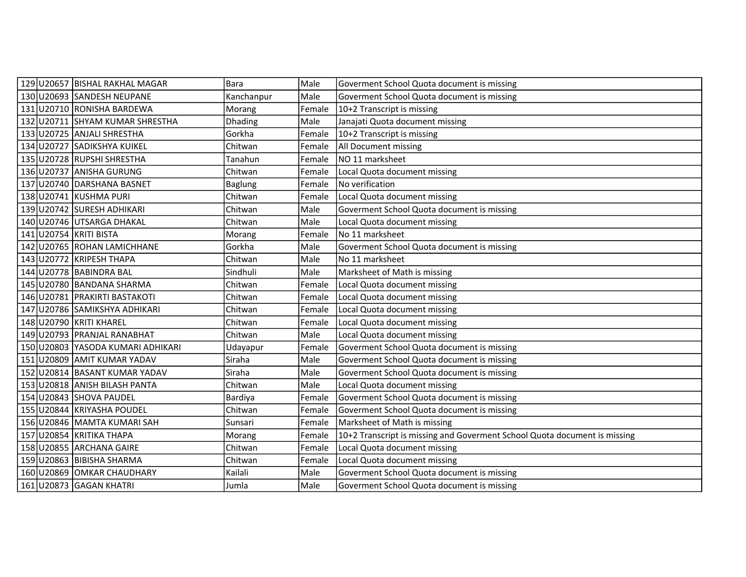| | | | | | |
|---|---|---|---|---|---|
| 129 | U20657 | BISHAL RAKHAL MAGAR | Bara | Male | Goverment School Quota document is missing |
| 130 | U20693 | SANDESH NEUPANE | Kanchanpur | Male | Goverment School Quota document is missing |
| 131 | U20710 | RONISHA BARDEWA | Morang | Female | 10+2 Transcript is missing |
| 132 | U20711 | SHYAM KUMAR SHRESTHA | Dhading | Male | Janajati Quota document missing |
| 133 | U20725 | ANJALI SHRESTHA | Gorkha | Female | 10+2 Transcript is missing |
| 134 | U20727 | SADIKSHYA KUIKEL | Chitwan | Female | All Document missing |
| 135 | U20728 | RUPSHI SHRESTHA | Tanahun | Female | NO 11 marksheet |
| 136 | U20737 | ANISHA GURUNG | Chitwan | Female | Local Quota document missing |
| 137 | U20740 | DARSHANA BASNET | Baglung | Female | No verification |
| 138 | U20741 | KUSHMA PURI | Chitwan | Female | Local Quota document missing |
| 139 | U20742 | SURESH ADHIKARI | Chitwan | Male | Goverment School Quota document is missing |
| 140 | U20746 | UTSARGA DHAKAL | Chitwan | Male | Local Quota document missing |
| 141 | U20754 | KRITI BISTA | Morang | Female | No 11 marksheet |
| 142 | U20765 | ROHAN LAMICHHANE | Gorkha | Male | Goverment School Quota document is missing |
| 143 | U20772 | KRIPESH THAPA | Chitwan | Male | No 11 marksheet |
| 144 | U20778 | BABINDRA BAL | Sindhuli | Male | Marksheet of Math is missing |
| 145 | U20780 | BANDANA SHARMA | Chitwan | Female | Local Quota document missing |
| 146 | U20781 | PRAKIRTI BASTAKOTI | Chitwan | Female | Local Quota document missing |
| 147 | U20786 | SAMIKSHYA ADHIKARI | Chitwan | Female | Local Quota document missing |
| 148 | U20790 | KRITI KHAREL | Chitwan | Female | Local Quota document missing |
| 149 | U20793 | PRANJAL RANABHAT | Chitwan | Male | Local Quota document missing |
| 150 | U20803 | YASODA KUMARI ADHIKARI | Udayapur | Female | Goverment School Quota document is missing |
| 151 | U20809 | AMIT KUMAR YADAV | Siraha | Male | Goverment School Quota document is missing |
| 152 | U20814 | BASANT KUMAR YADAV | Siraha | Male | Goverment School Quota document is missing |
| 153 | U20818 | ANISH BILASH PANTA | Chitwan | Male | Local Quota document missing |
| 154 | U20843 | SHOVA PAUDEL | Bardiya | Female | Goverment School Quota document is missing |
| 155 | U20844 | KRIYASHA POUDEL | Chitwan | Female | Goverment School Quota document is missing |
| 156 | U20846 | MAMTA KUMARI SAH | Sunsari | Female | Marksheet of Math is missing |
| 157 | U20854 | KRITIKA THAPA | Morang | Female | 10+2 Transcript is missing and Goverment School Quota document is missing |
| 158 | U20855 | ARCHANA GAIRE | Chitwan | Female | Local Quota document missing |
| 159 | U20863 | BIBISHA SHARMA | Chitwan | Female | Local Quota document missing |
| 160 | U20869 | OMKAR CHAUDHARY | Kailali | Male | Goverment School Quota document is missing |
| 161 | U20873 | GAGAN KHATRI | Jumla | Male | Goverment School Quota document is missing |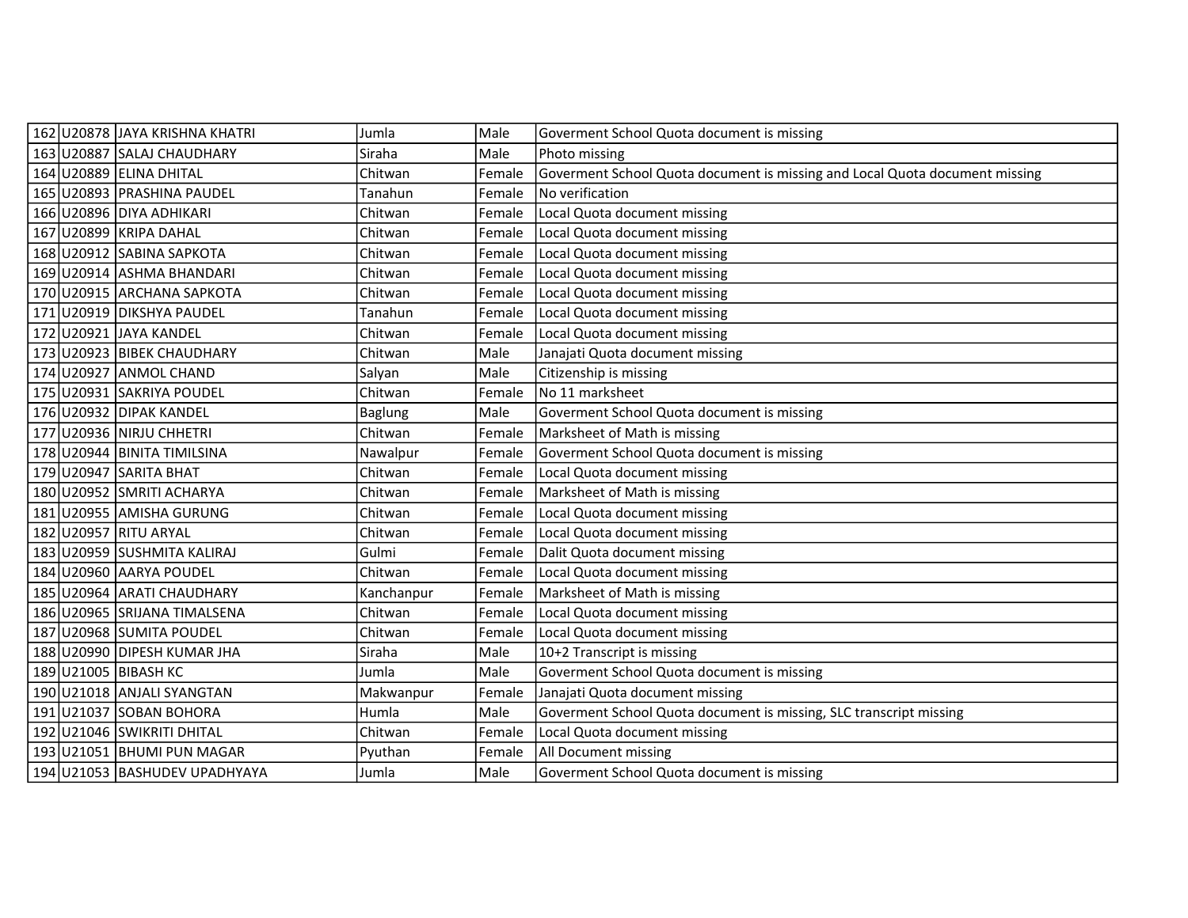| | | | | | |
|---|---|---|---|---|---|
| 162 | U20878 | JAYA KRISHNA KHATRI | Jumla | Male | Goverment School Quota document is missing |
| 163 | U20887 | SALAJ CHAUDHARY | Siraha | Male | Photo missing |
| 164 | U20889 | ELINA DHITAL | Chitwan | Female | Goverment School Quota document is missing and Local Quota document missing |
| 165 | U20893 | PRASHINA PAUDEL | Tanahun | Female | No verification |
| 166 | U20896 | DIYA ADHIKARI | Chitwan | Female | Local Quota document missing |
| 167 | U20899 | KRIPA DAHAL | Chitwan | Female | Local Quota document missing |
| 168 | U20912 | SABINA SAPKOTA | Chitwan | Female | Local Quota document missing |
| 169 | U20914 | ASHMA BHANDARI | Chitwan | Female | Local Quota document missing |
| 170 | U20915 | ARCHANA SAPKOTA | Chitwan | Female | Local Quota document missing |
| 171 | U20919 | DIKSHYA PAUDEL | Tanahun | Female | Local Quota document missing |
| 172 | U20921 | JAYA KANDEL | Chitwan | Female | Local Quota document missing |
| 173 | U20923 | BIBEK CHAUDHARY | Chitwan | Male | Janajati Quota document missing |
| 174 | U20927 | ANMOL CHAND | Salyan | Male | Citizenship is missing |
| 175 | U20931 | SAKRIYA POUDEL | Chitwan | Female | No 11 marksheet |
| 176 | U20932 | DIPAK KANDEL | Baglung | Male | Goverment School Quota document is missing |
| 177 | U20936 | NIRJU CHHETRI | Chitwan | Female | Marksheet of Math is missing |
| 178 | U20944 | BINITA TIMILSINA | Nawalpur | Female | Goverment School Quota document is missing |
| 179 | U20947 | SARITA BHAT | Chitwan | Female | Local Quota document missing |
| 180 | U20952 | SMRITI ACHARYA | Chitwan | Female | Marksheet of Math is missing |
| 181 | U20955 | AMISHA GURUNG | Chitwan | Female | Local Quota document missing |
| 182 | U20957 | RITU ARYAL | Chitwan | Female | Local Quota document missing |
| 183 | U20959 | SUSHMITA KALIRAJ | Gulmi | Female | Dalit Quota document missing |
| 184 | U20960 | AARYA POUDEL | Chitwan | Female | Local Quota document missing |
| 185 | U20964 | ARATI CHAUDHARY | Kanchanpur | Female | Marksheet of Math is missing |
| 186 | U20965 | SRIJANA TIMALSENA | Chitwan | Female | Local Quota document missing |
| 187 | U20968 | SUMITA POUDEL | Chitwan | Female | Local Quota document missing |
| 188 | U20990 | DIPESH KUMAR JHA | Siraha | Male | 10+2 Transcript is missing |
| 189 | U21005 | BIBASH KC | Jumla | Male | Goverment School Quota document is missing |
| 190 | U21018 | ANJALI SYANGTAN | Makwanpur | Female | Janajati Quota document missing |
| 191 | U21037 | SOBAN BOHORA | Humla | Male | Goverment School Quota document is missing, SLC transcript missing |
| 192 | U21046 | SWIKRITI DHITAL | Chitwan | Female | Local Quota document missing |
| 193 | U21051 | BHUMI PUN MAGAR | Pyuthan | Female | All Document missing |
| 194 | U21053 | BASHUDEV UPADHYAYA | Jumla | Male | Goverment School Quota document is missing |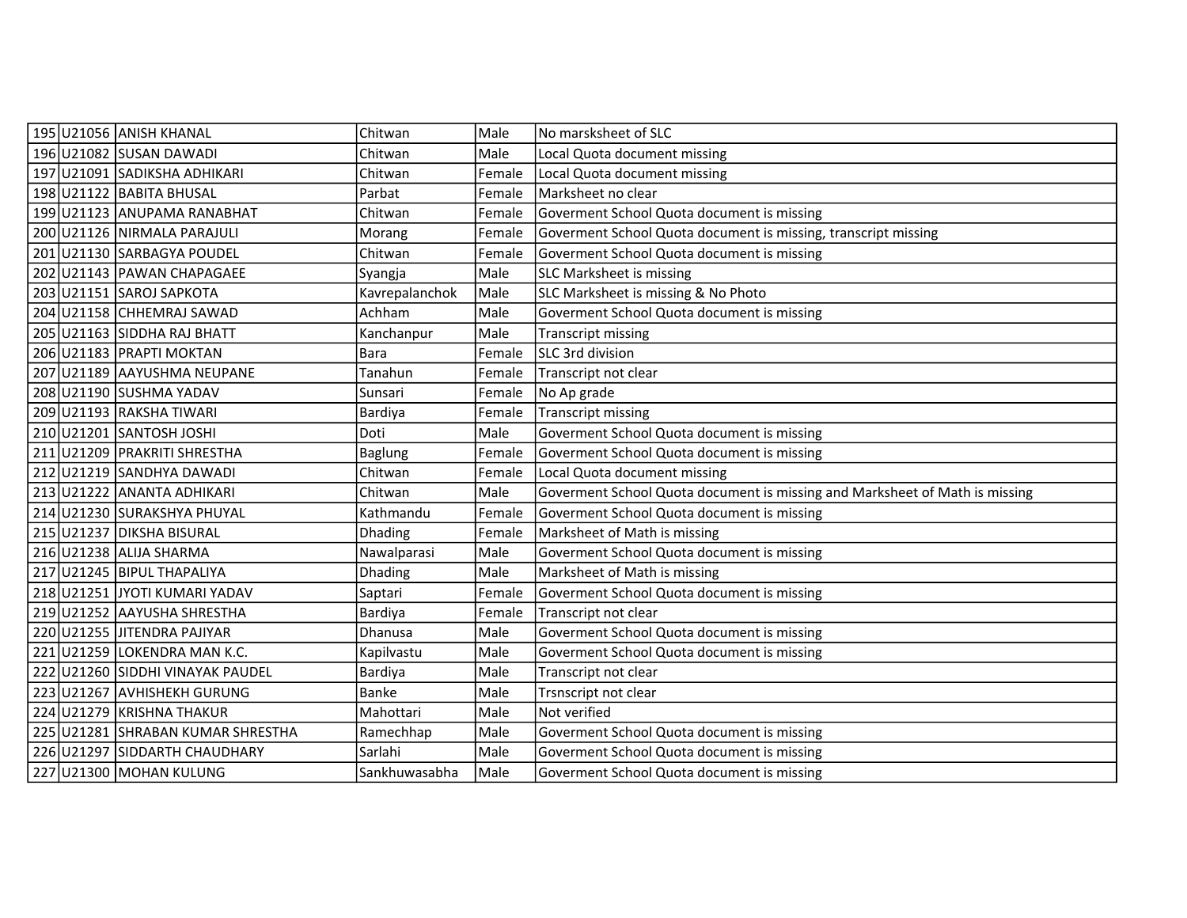| | | | | | |
|---|---|---|---|---|---|
| 195 | U21056 | ANISH KHANAL | Chitwan | Male | No marsksheet of SLC |
| 196 | U21082 | SUSAN DAWADI | Chitwan | Male | Local Quota document missing |
| 197 | U21091 | SADIKSHA ADHIKARI | Chitwan | Female | Local Quota document missing |
| 198 | U21122 | BABITA BHUSAL | Parbat | Female | Marksheet no clear |
| 199 | U21123 | ANUPAMA RANABHAT | Chitwan | Female | Goverment School Quota document is missing |
| 200 | U21126 | NIRMALA PARAJULI | Morang | Female | Goverment School Quota document is missing, transcript missing |
| 201 | U21130 | SARBAGYA POUDEL | Chitwan | Female | Goverment School Quota document is missing |
| 202 | U21143 | PAWAN CHAPAGAEE | Syangja | Male | SLC Marksheet is missing |
| 203 | U21151 | SAROJ SAPKOTA | Kavrepalanchok | Male | SLC Marksheet is missing & No Photo |
| 204 | U21158 | CHHEMRAJ SAWAD | Achham | Male | Goverment School Quota document is missing |
| 205 | U21163 | SIDDHA RAJ BHATT | Kanchanpur | Male | Transcript missing |
| 206 | U21183 | PRAPTI MOKTAN | Bara | Female | SLC 3rd division |
| 207 | U21189 | AAYUSHMA NEUPANE | Tanahun | Female | Transcript not clear |
| 208 | U21190 | SUSHMA YADAV | Sunsari | Female | No Ap grade |
| 209 | U21193 | RAKSHA TIWARI | Bardiya | Female | Transcript missing |
| 210 | U21201 | SANTOSH JOSHI | Doti | Male | Goverment School Quota document is missing |
| 211 | U21209 | PRAKRITI SHRESTHA | Baglung | Female | Goverment School Quota document is missing |
| 212 | U21219 | SANDHYA DAWADI | Chitwan | Female | Local Quota document missing |
| 213 | U21222 | ANANTA ADHIKARI | Chitwan | Male | Goverment School Quota document is missing and Marksheet of Math is missing |
| 214 | U21230 | SURAKSHYA PHUYAL | Kathmandu | Female | Goverment School Quota document is missing |
| 215 | U21237 | DIKSHA BISURAL | Dhading | Female | Marksheet of Math is missing |
| 216 | U21238 | ALIJA SHARMA | Nawalparasi | Male | Goverment School Quota document is missing |
| 217 | U21245 | BIPUL THAPALIYA | Dhading | Male | Marksheet of Math is missing |
| 218 | U21251 | JYOTI KUMARI YADAV | Saptari | Female | Goverment School Quota document is missing |
| 219 | U21252 | AAYUSHA SHRESTHA | Bardiya | Female | Transcript not clear |
| 220 | U21255 | JITENDRA PAJIYAR | Dhanusa | Male | Goverment School Quota document is missing |
| 221 | U21259 | LOKENDRA MAN K.C. | Kapilvastu | Male | Goverment School Quota document is missing |
| 222 | U21260 | SIDDHI VINAYAK PAUDEL | Bardiya | Male | Transcript not clear |
| 223 | U21267 | AVHISHEKH GURUNG | Banke | Male | Trsnscript not clear |
| 224 | U21279 | KRISHNA THAKUR | Mahottari | Male | Not verified |
| 225 | U21281 | SHRABAN KUMAR SHRESTHA | Ramechhap | Male | Goverment School Quota document is missing |
| 226 | U21297 | SIDDARTH CHAUDHARY | Sarlahi | Male | Goverment School Quota document is missing |
| 227 | U21300 | MOHAN KULUNG | Sankhuwasabha | Male | Goverment School Quota document is missing |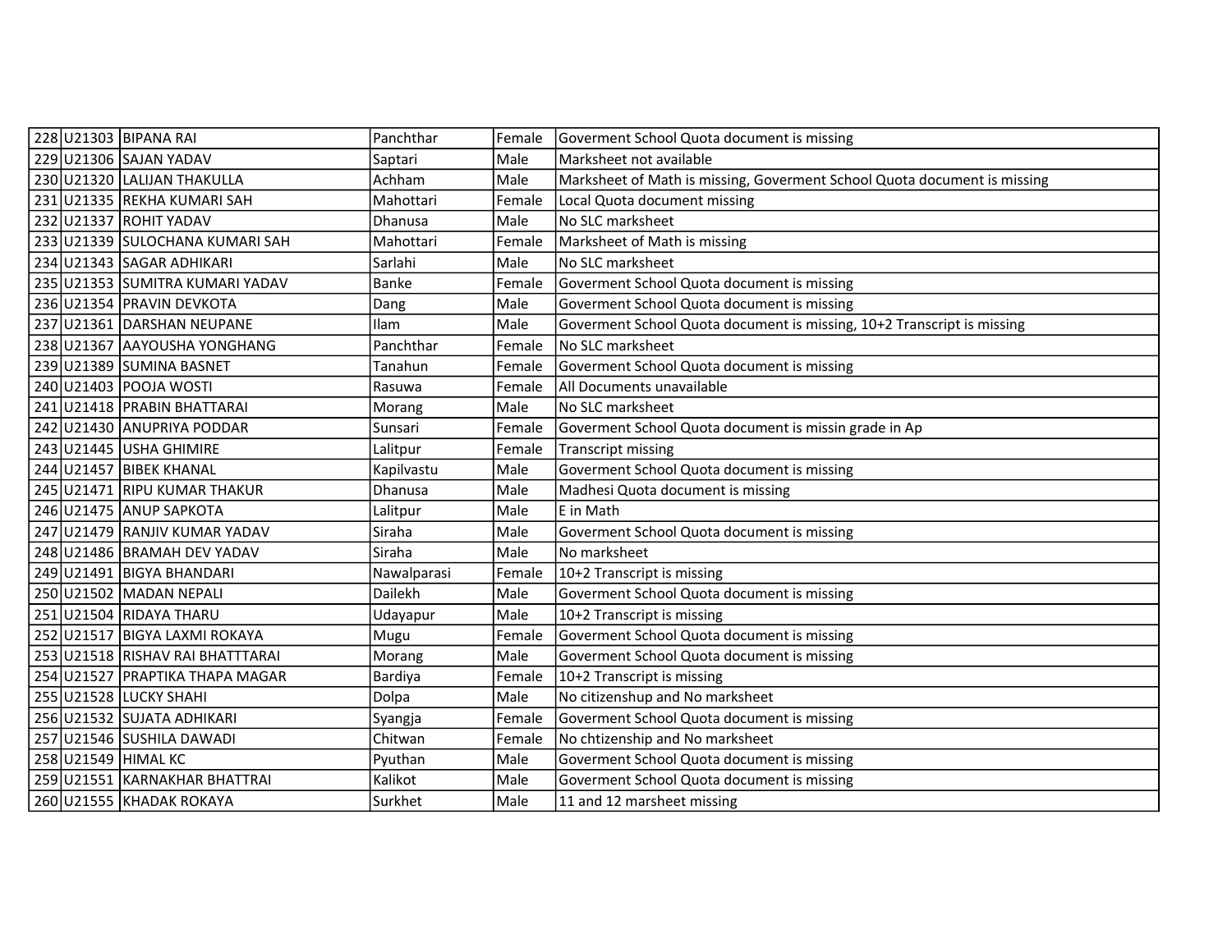| | | | | | |
|---|---|---|---|---|---|
| 228 | U21303 | BIPANA RAI | Panchthar | Female | Goverment School Quota document is missing |
| 229 | U21306 | SAJAN YADAV | Saptari | Male | Marksheet not available |
| 230 | U21320 | LALIJAN THAKULLA | Achham | Male | Marksheet of Math is missing, Goverment School Quota document is missing |
| 231 | U21335 | REKHA KUMARI SAH | Mahottari | Female | Local Quota document missing |
| 232 | U21337 | ROHIT YADAV | Dhanusa | Male | No SLC marksheet |
| 233 | U21339 | SULOCHANA KUMARI SAH | Mahottari | Female | Marksheet of Math is missing |
| 234 | U21343 | SAGAR ADHIKARI | Sarlahi | Male | No SLC marksheet |
| 235 | U21353 | SUMITRA KUMARI YADAV | Banke | Female | Goverment School Quota document is missing |
| 236 | U21354 | PRAVIN DEVKOTA | Dang | Male | Goverment School Quota document is missing |
| 237 | U21361 | DARSHAN NEUPANE | Ilam | Male | Goverment School Quota document is missing, 10+2 Transcript is missing |
| 238 | U21367 | AAYOUSHA YONGHANG | Panchthar | Female | No SLC marksheet |
| 239 | U21389 | SUMINA BASNET | Tanahun | Female | Goverment School Quota document is missing |
| 240 | U21403 | POOJA WOSTI | Rasuwa | Female | All Documents unavailable |
| 241 | U21418 | PRABIN BHATTARAI | Morang | Male | No SLC marksheet |
| 242 | U21430 | ANUPRIYA PODDAR | Sunsari | Female | Goverment School Quota document is missin grade in Ap |
| 243 | U21445 | USHA GHIMIRE | Lalitpur | Female | Transcript missing |
| 244 | U21457 | BIBEK KHANAL | Kapilvastu | Male | Goverment School Quota document is missing |
| 245 | U21471 | RIPU KUMAR THAKUR | Dhanusa | Male | Madhesi Quota document is missing |
| 246 | U21475 | ANUP SAPKOTA | Lalitpur | Male | E in Math |
| 247 | U21479 | RANJIV KUMAR YADAV | Siraha | Male | Goverment School Quota document is missing |
| 248 | U21486 | BRAMAH DEV YADAV | Siraha | Male | No marksheet |
| 249 | U21491 | BIGYA BHANDARI | Nawalparasi | Female | 10+2 Transcript is missing |
| 250 | U21502 | MADAN NEPALI | Dailekh | Male | Goverment School Quota document is missing |
| 251 | U21504 | RIDAYA THARU | Udayapur | Male | 10+2 Transcript is missing |
| 252 | U21517 | BIGYA LAXMI ROKAYA | Mugu | Female | Goverment School Quota document is missing |
| 253 | U21518 | RISHAV RAI BHATTTARAI | Morang | Male | Goverment School Quota document is missing |
| 254 | U21527 | PRAPTIKA THAPA MAGAR | Bardiya | Female | 10+2 Transcript is missing |
| 255 | U21528 | LUCKY SHAHI | Dolpa | Male | No citizenshup and No marksheet |
| 256 | U21532 | SUJATA ADHIKARI | Syangja | Female | Goverment School Quota document is missing |
| 257 | U21546 | SUSHILA DAWADI | Chitwan | Female | No chtizenship and No marksheet |
| 258 | U21549 | HIMAL KC | Pyuthan | Male | Goverment School Quota document is missing |
| 259 | U21551 | KARNAKHAR BHATTRAI | Kalikot | Male | Goverment School Quota document is missing |
| 260 | U21555 | KHADAK ROKAYA | Surkhet | Male | 11 and 12 marsheet missing |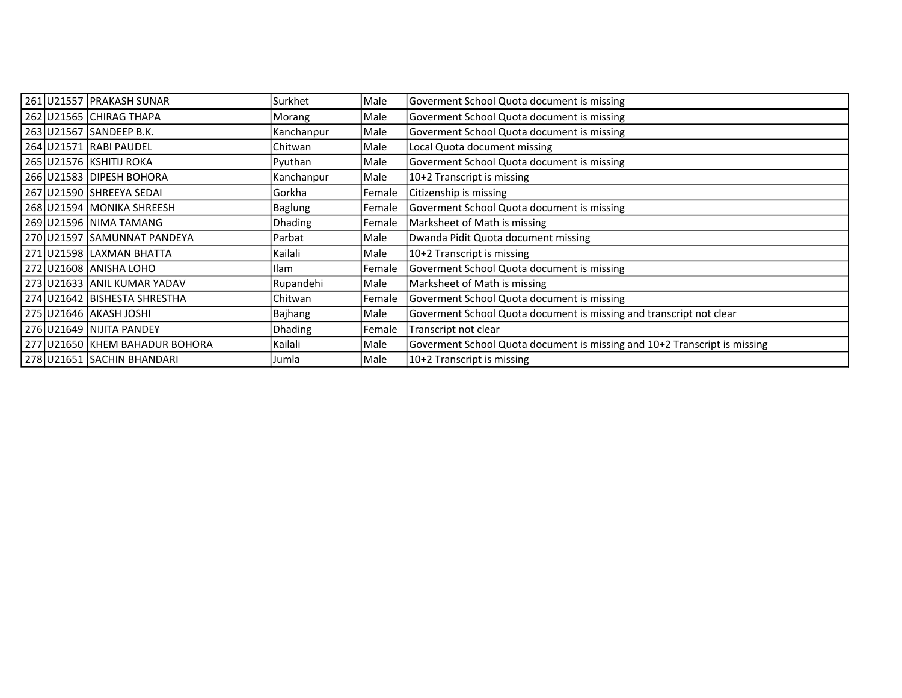| | | | | | |
|---|---|---|---|---|---|
| 261 | U21557 | PRAKASH SUNAR | Surkhet | Male | Goverment School Quota document is missing |
| 262 | U21565 | CHIRAG THAPA | Morang | Male | Goverment School Quota document is missing |
| 263 | U21567 | SANDEEP B.K. | Kanchanpur | Male | Goverment School Quota document is missing |
| 264 | U21571 | RABI PAUDEL | Chitwan | Male | Local Quota document missing |
| 265 | U21576 | KSHITIJ ROKA | Pyuthan | Male | Goverment School Quota document is missing |
| 266 | U21583 | DIPESH BOHORA | Kanchanpur | Male | 10+2 Transcript is missing |
| 267 | U21590 | SHREEYA SEDAI | Gorkha | Female | Citizenship is missing |
| 268 | U21594 | MONIKA SHREESH | Baglung | Female | Goverment School Quota document is missing |
| 269 | U21596 | NIMA TAMANG | Dhading | Female | Marksheet of Math is missing |
| 270 | U21597 | SAMUNNAT PANDEYA | Parbat | Male | Dwanda Pidit Quota document missing |
| 271 | U21598 | LAXMAN BHATTA | Kailali | Male | 10+2 Transcript is missing |
| 272 | U21608 | ANISHA LOHO | Ilam | Female | Goverment School Quota document is missing |
| 273 | U21633 | ANIL KUMAR YADAV | Rupandehi | Male | Marksheet of Math is missing |
| 274 | U21642 | BISHESTA SHRESTHA | Chitwan | Female | Goverment School Quota document is missing |
| 275 | U21646 | AKASH JOSHI | Bajhang | Male | Goverment School Quota document is missing and transcript not clear |
| 276 | U21649 | NIJITA PANDEY | Dhading | Female | Transcript not clear |
| 277 | U21650 | KHEM BAHADUR BOHORA | Kailali | Male | Goverment School Quota document is missing and 10+2 Transcript is missing |
| 278 | U21651 | SACHIN BHANDARI | Jumla | Male | 10+2 Transcript is missing |